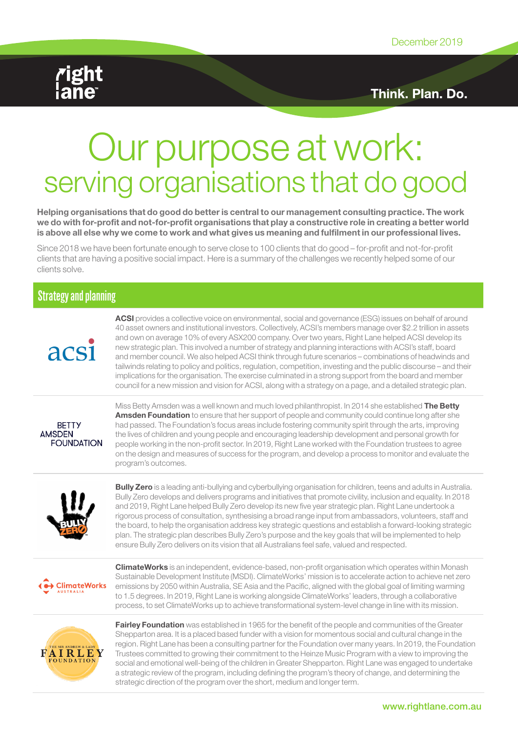December 2019

Think. Plan. Do.

# Our purpose at work: serving organisations that do good

**Helping organisations that do good do better is central to our management consulting practice. The work we do with for-profit and not-for-profit organisations that play a constructive role in creating a better world is above all else why we come to work and what gives us meaning and fulfilment in our professional lives.**

Since 2018 we have been fortunate enough to serve close to 100 clients that do good – for-profit and not-for-profit clients that are having a positive social impact. Here is a summary of the challenges we recently helped some of our clients solve.

## Strategy and planning

**ACSI** provides a collective voice on environmental, social and governance (ESG) issues on behalf of around 40 asset owners and institutional investors. Collectively, ACSI's members manage over $2.2 trillion in assets and own on average 10% of every ASX200 company. Over two years, Right Lane helped ACSI develop its new strategic plan. This involved a number of strategy and planning interactions with ACSI's staff, board and member council. We also helped ACSI think through future scenarios – combinations of headwinds and tailwinds relating to policy and politics, regulation, competition, investing and the public discourse – and their implications for the organisation. The exercise culminated in a strong support from the board and member council for a new mission and vision for ACSI, along with a strategy on a page, and a detailed strategic plan.

Miss Betty Amsden was a well known and much loved philanthropist. In 2014 she established **The Betty Amsden Foundation** to ensure that her support of people and community could continue long after she had passed. The Foundation's focus areas include fostering community spirit through the arts, improving the lives of children and young people and encouraging leadership development and personal growth for people working in the non-profit sector. In 2019, Right Lane worked with the Foundation trustees to agree on the design and measures of success for the program, and develop a process to monitor and evaluate the program's outcomes.

**Bully Zero** is a leading anti-bullying and cyberbullying organisation for children, teens and adults in Australia. Bully Zero develops and delivers programs and initiatives that promote civility, inclusion and equality. In 2018 and 2019, Right Lane helped Bully Zero develop its new five year strategic plan. Right Lane undertook a rigorous process of consultation, synthesising a broad range input from ambassadors, volunteers, staff and the board, to help the organisation address key strategic questions and establish a forward-looking strategic plan. The strategic plan describes Bully Zero's purpose and the key goals that will be implemented to help ensure Bully Zero delivers on its vision that all Australians feel safe, valued and respected.

**ClimateWorks** is an independent, evidence-based, non-profit organisation which operates within Monash Sustainable Development Institute (MSDI). ClimateWorks' mission is to accelerate action to achieve net zero emissions by 2050 within Australia, SE Asia and the Pacific, aligned with the global goal of limiting warming to 1.5 degrees. In 2019, Right Lane is working alongside ClimateWorks' leaders, through a collaborative process, to set ClimateWorks up to achieve transformational system-level change in line with its mission.

**Fairley Foundation** was established in 1965 for the benefit of the people and communities of the Greater Shepparton area. It is a placed based funder with a vision for momentous social and cultural change in the region. Right Lane has been a consulting partner for the Foundation over many years. In 2019, the Foundation Trustees committed to growing their commitment to the Heinze Music Program with a view to improving the social and emotional well-being of the children in Greater Shepparton. Right Lane was engaged to undertake a strategic review of the program, including defining the program's theory of change, and determining the strategic direction of the program over the short, medium and longer term.

www.rightlane.com.au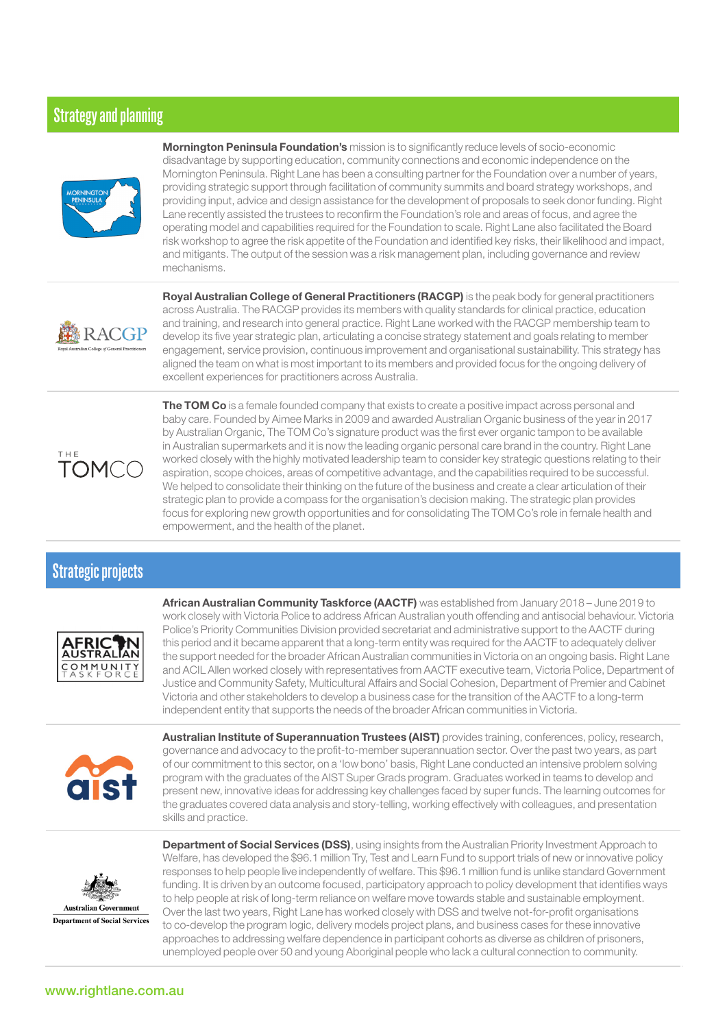## Strategy and planning

**Mornington Peninsula Foundation's** mission is to significantly reduce levels of socio-economic disadvantage by supporting education, community connections and economic independence on the Mornington Peninsula. Right Lane has been a consulting partner for the Foundation over a number of years, providing strategic support through facilitation of community summits and board strategy workshops, and providing input, advice and design assistance for the development of proposals to seek donor funding. Right Lane recently assisted the trustees to reconfirm the Foundation's role and areas of focus, and agree the operating model and capabilities required for the Foundation to scale. Right Lane also facilitated the Board risk workshop to agree the risk appetite of the Foundation and identified key risks, their likelihood and impact, and mitigants. The output of the session was a risk management plan, including governance and review mechanisms.

**Royal Australian College of General Practitioners (RACGP)** is the peak body for general practitioners across Australia. The RACGP provides its members with quality standards for clinical practice, education and training, and research into general practice. Right Lane worked with the RACGP membership team to develop its five year strategic plan, articulating a concise strategy statement and goals relating to member engagement, service provision, continuous improvement and organisational sustainability. This strategy has aligned the team on what is most important to its members and provided focus for the ongoing delivery of excellent experiences for practitioners across Australia.

**The TOM Co** is a female founded company that exists to create a positive impact across personal and baby care. Founded by Aimee Marks in 2009 and awarded Australian Organic business of the year in 2017 by Australian Organic, The TOM Co's signature product was the first ever organic tampon to be available in Australian supermarkets and it is now the leading organic personal care brand in the country. Right Lane worked closely with the highly motivated leadership team to consider key strategic questions relating to their aspiration, scope choices, areas of competitive advantage, and the capabilities required to be successful. We helped to consolidate their thinking on the future of the business and create a clear articulation of their strategic plan to provide a compass for the organisation's decision making. The strategic plan provides focus for exploring new growth opportunities and for consolidating The TOM Co's role in female health and empowerment, and the health of the planet.

## Strategic projects

**African Australian Community Taskforce (AACTF)** was established from January 2018 – June 2019 to work closely with Victoria Police to address African Australian youth offending and antisocial behaviour. Victoria Police's Priority Communities Division provided secretariat and administrative support to the AACTF during this period and it became apparent that a long-term entity was required for the AACTF to adequately deliver the support needed for the broader African Australian communities in Victoria on an ongoing basis. Right Lane and ACIL Allen worked closely with representatives from AACTF executive team, Victoria Police, Department of Justice and Community Safety, Multicultural Affairs and Social Cohesion, Department of Premier and Cabinet Victoria and other stakeholders to develop a business case for the transition of the AACTF to a long-term independent entity that supports the needs of the broader African communities in Victoria.

**Australian Institute of Superannuation Trustees (AIST)** provides training, conferences, policy, research, governance and advocacy to the profit-to-member superannuation sector. Over the past two years, as part of our commitment to this sector, on a 'low bono' basis, Right Lane conducted an intensive problem solving program with the graduates of the AIST Super Grads program. Graduates worked in teams to develop and present new, innovative ideas for addressing key challenges faced by super funds. The learning outcomes for the graduates covered data analysis and story-telling, working effectively with colleagues, and presentation skills and practice.

**Department of Social Services (DSS)**, using insights from the Australian Priority Investment Approach to Welfare, has developed the $96.1 million Try, Test and Learn Fund to support trials of new or innovative policy responses to help people live independently of welfare. This $96.1 million fund is unlike standard Government funding. It is driven by an outcome focused, participatory approach to policy development that identifies ways to help people at risk of long-term reliance on welfare move towards stable and sustainable employment. Over the last two years, Right Lane has worked closely with DSS and twelve not-for-profit organisations to co-develop the program logic, delivery models project plans, and business cases for these innovative approaches to addressing welfare dependence in participant cohorts as diverse as children of prisoners, unemployed people over 50 and young Aboriginal people who lack a cultural connection to community.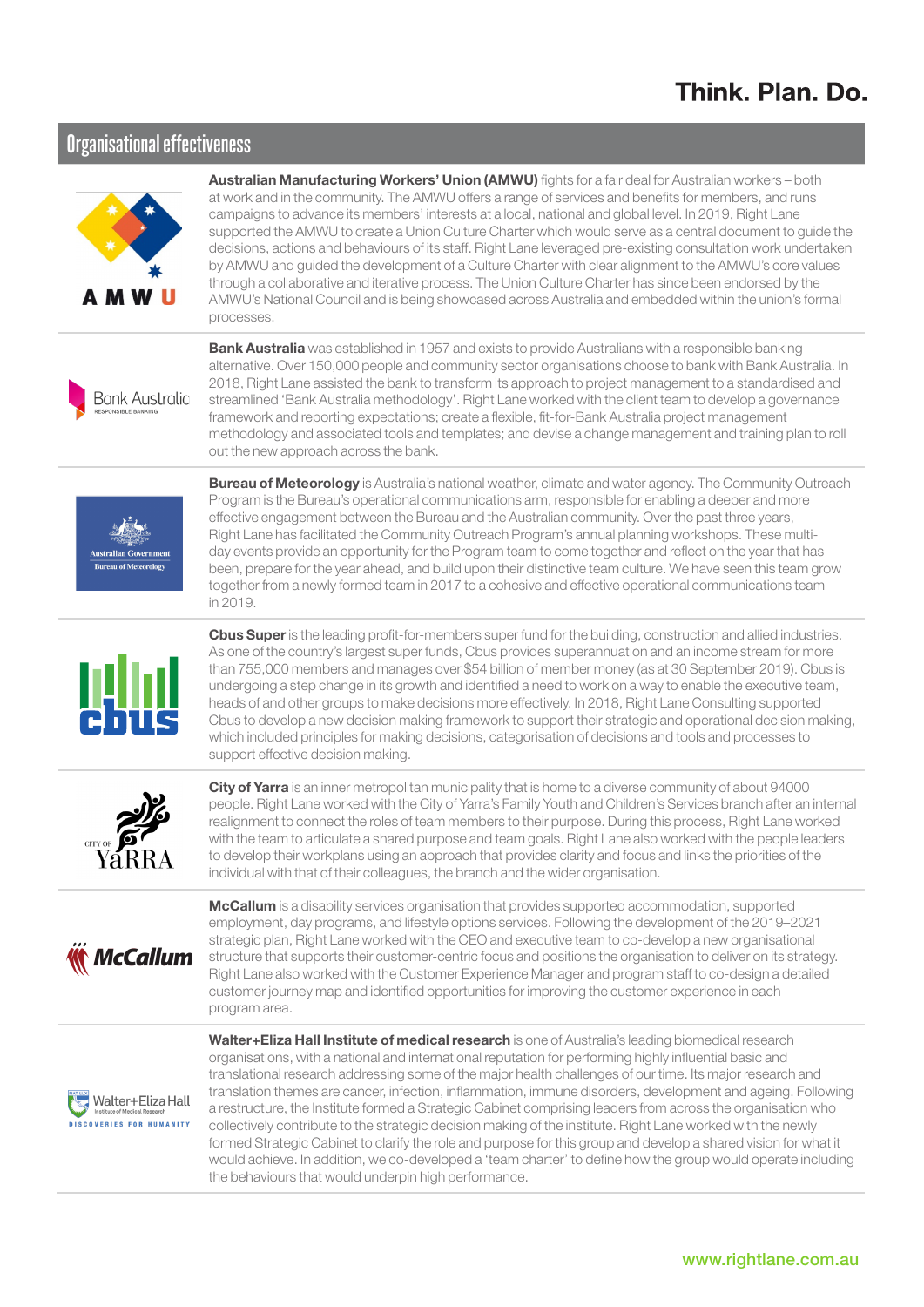# Think. Plan. Do.

## Organisational effectiveness

**Australian Manufacturing Workers' Union (AMWU)** fights for a fair deal for Australian workers – both at work and in the community. The AMWU offers a range of services and benefits for members, and runs campaigns to advance its members' interests at a local, national and global level. In 2019, Right Lane supported the AMWU to create a Union Culture Charter which would serve as a central document to guide the decisions, actions and behaviours of its staff. Right Lane leveraged pre-existing consultation work undertaken by AMWU and guided the development of a Culture Charter with clear alignment to the AMWU's core values through a collaborative and iterative process. The Union Culture Charter has since been endorsed by the AMWU's National Council and is being showcased across Australia and embedded within the union's formal processes.

**Bank Australia** was established in 1957 and exists to provide Australians with a responsible banking alternative. Over 150,000 people and community sector organisations choose to bank with Bank Australia. In 2018, Right Lane assisted the bank to transform its approach to project management to a standardised and streamlined 'Bank Australia methodology'. Right Lane worked with the client team to develop a governance framework and reporting expectations; create a flexible, fit-for-Bank Australia project management methodology and associated tools and templates; and devise a change management and training plan to roll out the new approach across the bank.

**Bureau of Meteorology** is Australia's national weather, climate and water agency. The Community Outreach Program is the Bureau's operational communications arm, responsible for enabling a deeper and more effective engagement between the Bureau and the Australian community. Over the past three years, Right Lane has facilitated the Community Outreach Program's annual planning workshops. These multi-day events provide an opportunity for the Program team to come together and reflect on the year that has been, prepare for the year ahead, and build upon their distinctive team culture. We have seen this team grow together from a newly formed team in 2017 to a cohesive and effective operational communications team in 2019.

**Cbus Super** is the leading profit-for-members super fund for the building, construction and allied industries. As one of the country's largest super funds, Cbus provides superannuation and an income stream for more than 755,000 members and manages over $54 billion of member money (as at 30 September 2019). Cbus is undergoing a step change in its growth and identified a need to work on a way to enable the executive team, heads of and other groups to make decisions more effectively. In 2018, Right Lane Consulting supported Cbus to develop a new decision making framework to support their strategic and operational decision making, which included principles for making decisions, categorisation of decisions and tools and processes to support effective decision making.

**City of Yarra** is an inner metropolitan municipality that is home to a diverse community of about 94000 people. Right Lane worked with the City of Yarra's Family Youth and Children's Services branch after an internal realignment to connect the roles of team members to their purpose. During this process, Right Lane worked with the team to articulate a shared purpose and team goals. Right Lane also worked with the people leaders to develop their workplans using an approach that provides clarity and focus and links the priorities of the individual with that of their colleagues, the branch and the wider organisation.

**McCallum** is a disability services organisation that provides supported accommodation, supported employment, day programs, and lifestyle options services. Following the development of the 2019–2021 strategic plan, Right Lane worked with the CEO and executive team to co-develop a new organisational structure that supports their customer-centric focus and positions the organisation to deliver on its strategy. Right Lane also worked with the Customer Experience Manager and program staff to co-design a detailed customer journey map and identified opportunities for improving the customer experience in each program area.

**Walter+Eliza Hall Institute of medical research** is one of Australia's leading biomedical research organisations, with a national and international reputation for performing highly influential basic and translational research addressing some of the major health challenges of our time. Its major research and translation themes are cancer, infection, inflammation, immune disorders, development and ageing. Following a restructure, the Institute formed a Strategic Cabinet comprising leaders from across the organisation who collectively contribute to the strategic decision making of the institute. Right Lane worked with the newly formed Strategic Cabinet to clarify the role and purpose for this group and develop a shared vision for what it would achieve. In addition, we co-developed a 'team charter' to define how the group would operate including the behaviours that would underpin high performance.

www.rightlane.com.au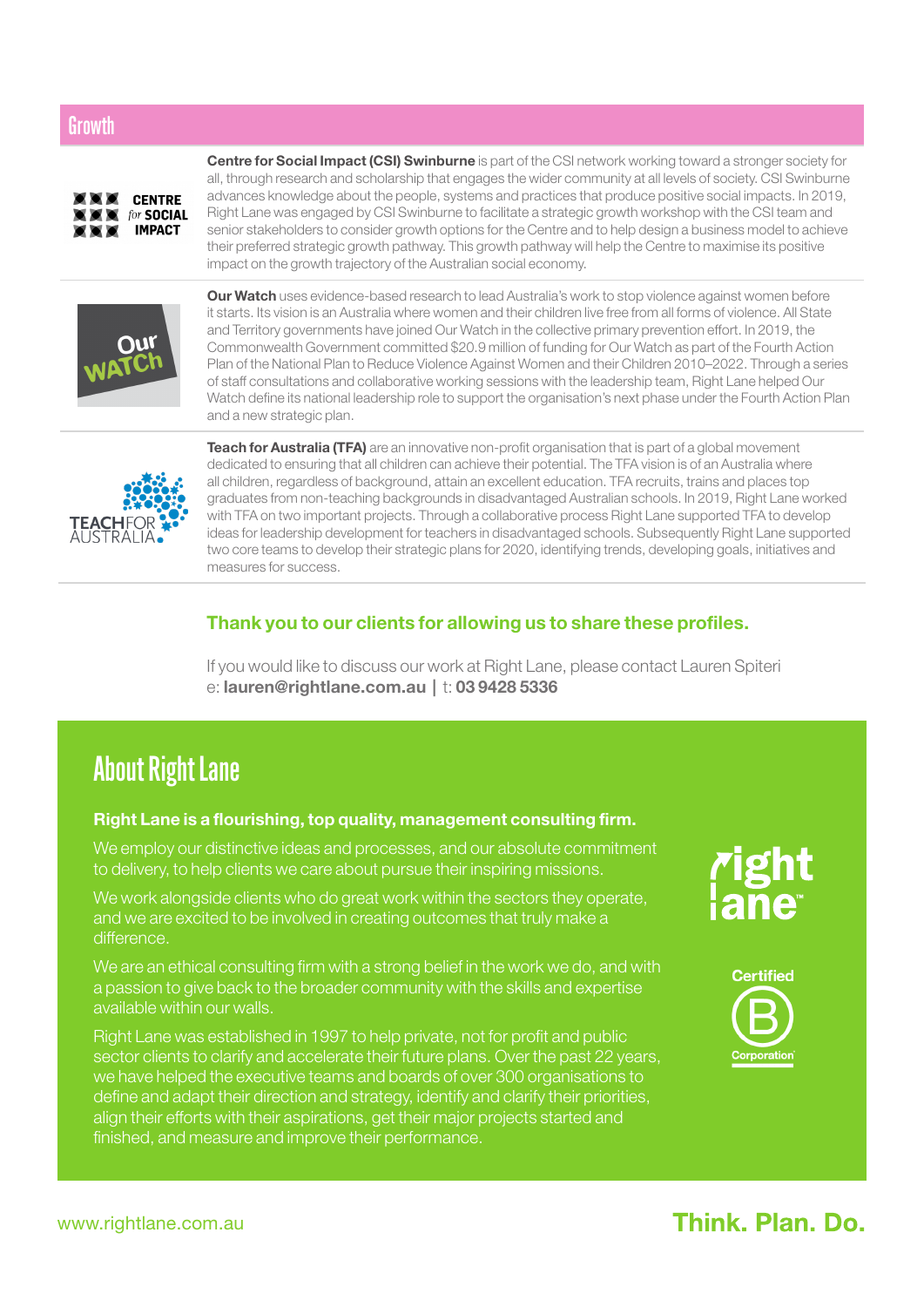## Growth

**Centre for Social Impact (CSI) Swinburne** is part of the CSI network working toward a stronger society for all, through research and scholarship that engages the wider community at all levels of society. CSI Swinburne advances knowledge about the people, systems and practices that produce positive social impacts. In 2019, Right Lane was engaged by CSI Swinburne to facilitate a strategic growth workshop with the CSI team and senior stakeholders to consider growth options for the Centre and to help design a business model to achieve their preferred strategic growth pathway. This growth pathway will help the Centre to maximise its positive impact on the growth trajectory of the Australian social economy.

**Our Watch** uses evidence-based research to lead Australia's work to stop violence against women before it starts. Its vision is an Australia where women and their children live free from all forms of violence. All State and Territory governments have joined Our Watch in the collective primary prevention effort. In 2019, the Commonwealth Government committed $20.9 million of funding for Our Watch as part of the Fourth Action Plan of the National Plan to Reduce Violence Against Women and their Children 2010–2022. Through a series of staff consultations and collaborative working sessions with the leadership team, Right Lane helped Our Watch define its national leadership role to support the organisation's next phase under the Fourth Action Plan and a new strategic plan.

**Teach for Australia (TFA)** are an innovative non-profit organisation that is part of a global movement dedicated to ensuring that all children can achieve their potential. The TFA vision is of an Australia where all children, regardless of background, attain an excellent education. TFA recruits, trains and places top graduates from non-teaching backgrounds in disadvantaged Australian schools. In 2019, Right Lane worked with TFA on two important projects. Through a collaborative process Right Lane supported TFA to develop ideas for leadership development for teachers in disadvantaged schools. Subsequently Right Lane supported two core teams to develop their strategic plans for 2020, identifying trends, developing goals, initiatives and measures for success.

**Thank you to our clients for allowing us to share these profiles.**

If you would like to discuss our work at Right Lane, please contact Lauren Spiteri
e: **lauren@rightlane.com.au** | t: **03 9428 5336**

## About Right Lane

**Right Lane is a flourishing, top quality, management consulting firm.**

We employ our distinctive ideas and processes, and our absolute commitment to delivery, to help clients we care about pursue their inspiring missions.

We work alongside clients who do great work within the sectors they operate, and we are excited to be involved in creating outcomes that truly make a difference.

We are an ethical consulting firm with a strong belief in the work we do, and with a passion to give back to the broader community with the skills and expertise available within our walls.

Right Lane was established in 1997 to help private, not for profit and public sector clients to clarify and accelerate their future plans. Over the past 22 years, we have helped the executive teams and boards of over 300 organisations to define and adapt their direction and strategy, identify and clarify their priorities, align their efforts with their aspirations, get their major projects started and finished, and measure and improve their performance.

right lane™

Certified B Corporation

www.rightlane.com.au

**Think. Plan. Do.**